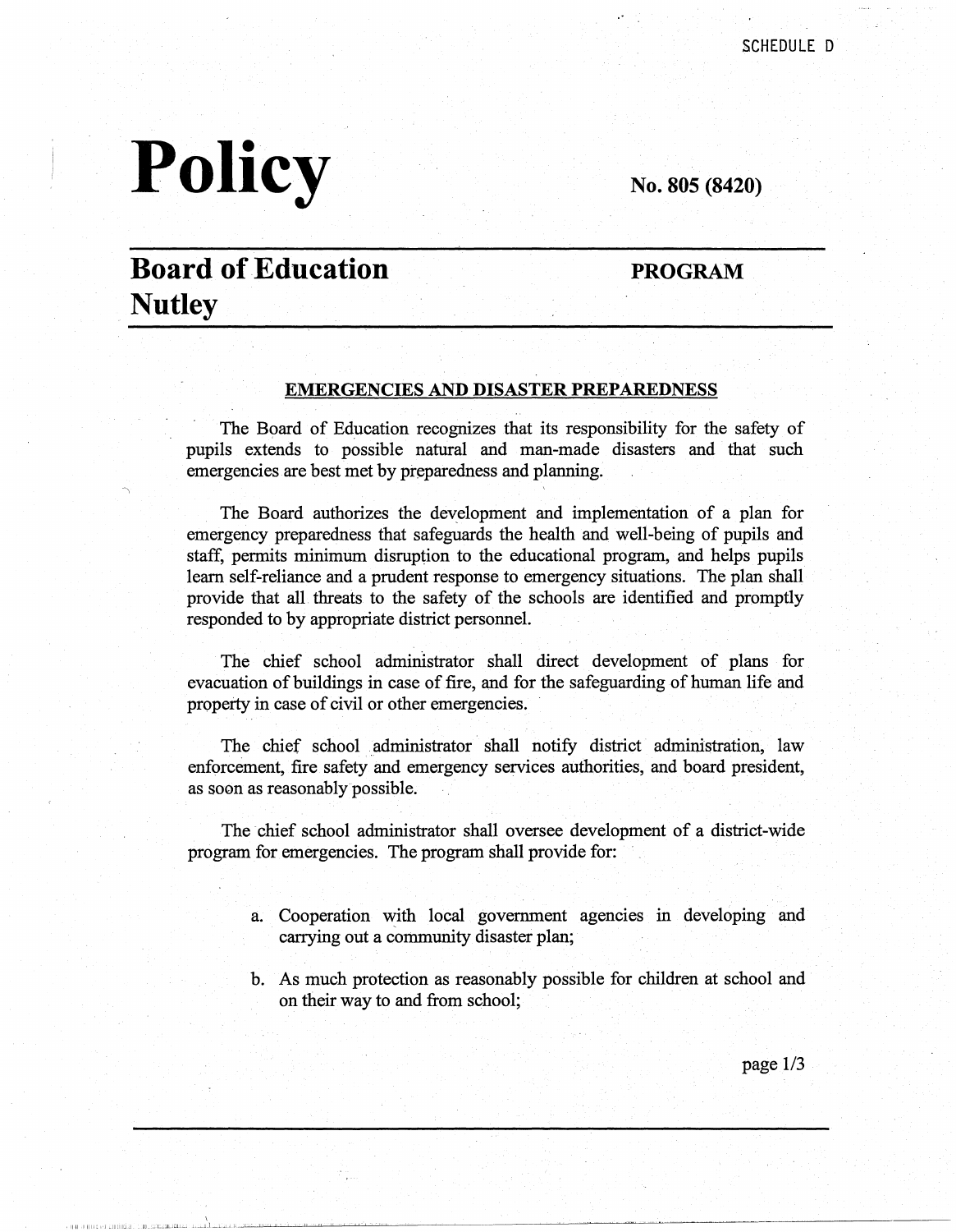SCHEDULE D

# Policy

**No. 805 (8420)**

## Board of Education Nutley

**PROGRAM**

### EMERGENCIES AND DISASTER PREPAREDNESS

The Board of Education recognizes that its responsibility for the safety of pupils extends to possible natural and man-made disasters and that such emergencies are best met by preparedness and planning.

The Board authorizes the development and implementation of a plan for emergency preparedness that safeguards the health and well-being of pupils and staff, permits minimum disruption to the educational program, and helps pupils learn self-reliance and a prudent response to emergency situations. The plan shall provide that all threats to the safety of the schools are identified and promptly responded to by appropriate district personnel.

The chief school administrator shall direct development of plans for evacuation of buildings in case of fire, and for the safeguarding of human life and property in case of civil or other emergencies.

The chief school administrator shall notify district administration, law enforcement, fire safety and emergency services authorities, and board president, as soon as reasonably possible.

The chief school administrator shall oversee development of a district-wide program for emergencies. The program shall provide for:

a. Cooperation with local government agencies in developing and carrying out a community disaster plan;

b. As much protection as reasonably possible for children at school and on their way to and from school;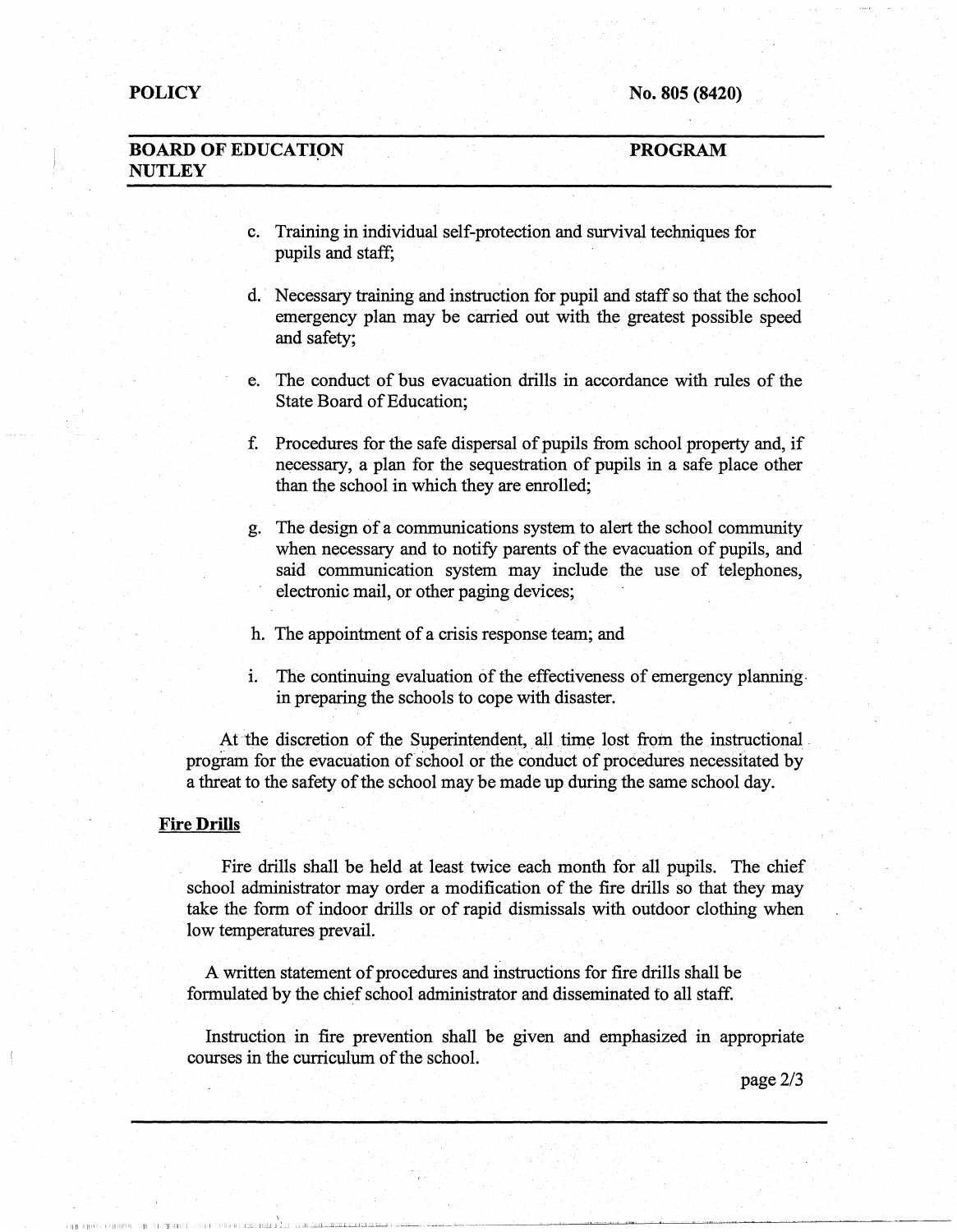c. Training in individual self-protection and survival techniques for pupils and staff;

d. Necessary training and instruction for pupil and staff so that the school emergency plan may be carried out with the greatest possible speed and safety;

e. The conduct of bus evacuation drills in accordance with rules of the State Board of Education;

f. Procedures for the safe dispersal of pupils from school property and, if necessary, a plan for the sequestration of pupils in a safe place other than the school in which they are enrolled;

g. The design of a communications system to alert the school community when necessary and to notify parents of the evacuation of pupils, and said communication system may include the use of telephones, electronic mail, or other paging devices;

h. The appointment of a crisis response team; and

i. The continuing evaluation of the effectiveness of emergency planning in preparing the schools to cope with disaster.

At the discretion of the Superintendent, all time lost from the instructional program for the evacuation of school or the conduct of procedures necessitated by a threat to the safety of the school may be made up during the same school day.

**Fire Drills**

Fire drills shall be held at least twice each month for all pupils. The chief school administrator may order a modification of the fire drills so that they may take the form of indoor drills or of rapid dismissals with outdoor clothing when low temperatures prevail.

A written statement of procedures and instructions for fire drills shall be formulated by the chief school administrator and disseminated to all staff.

Instruction in fire prevention shall be given and emphasized in appropriate courses in the curriculum of the school.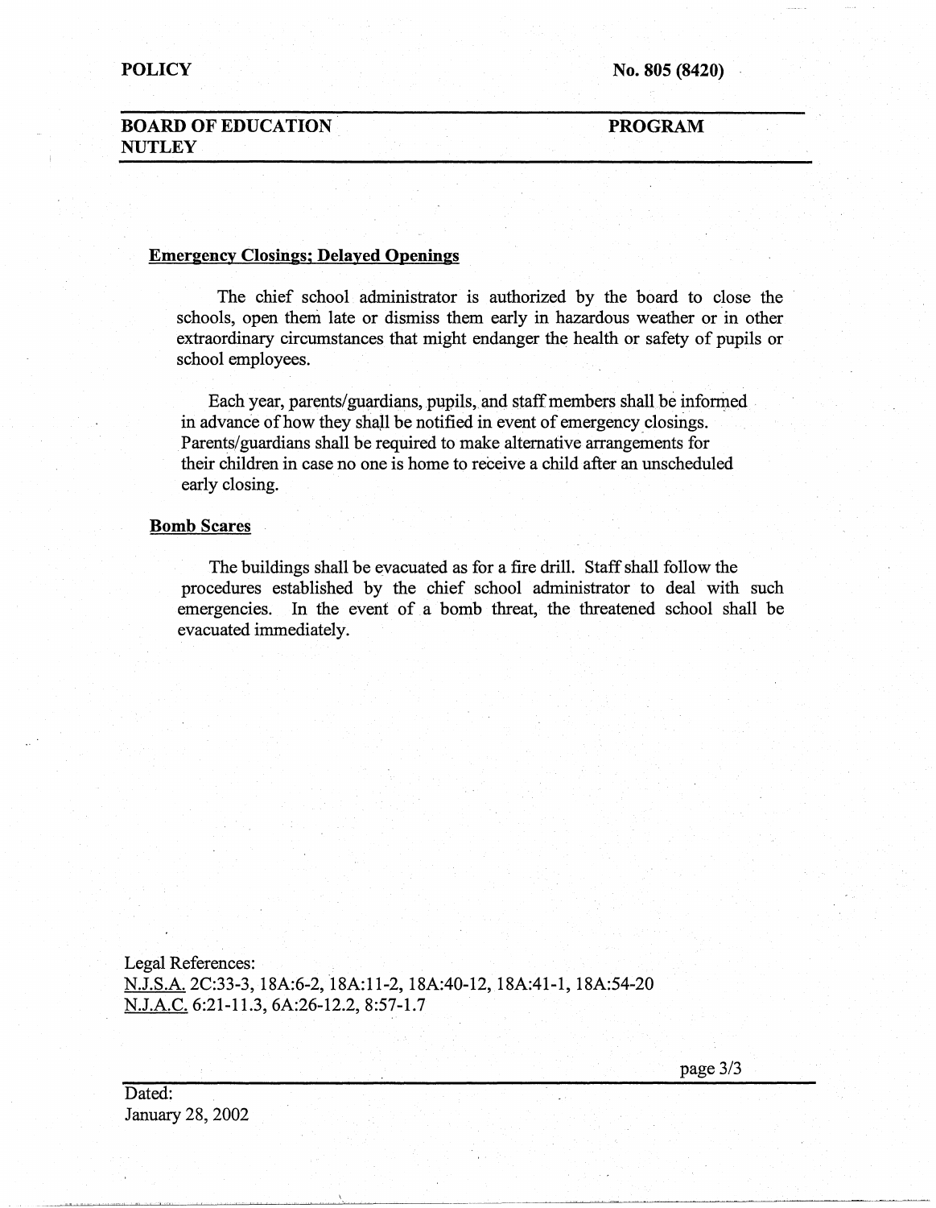## Emergency Closings; Delayed Openings

The chief school administrator is authorized by the board to close the schools, open them late or dismiss them early in hazardous weather or in other extraordinary circumstances that might endanger the health or safety of pupils or school employees.

Each year, parents/guardians, pupils, and staff members shall be informed in advance of how they shall be notified in event of emergency closings. Parents/guardians shall be required to make alternative arrangements for their children in case no one is home to receive a child after an unscheduled early closing.

## Bomb Scares

The buildings shall be evacuated as for a fire drill. Staff shall follow the procedures established by the chief school administrator to deal with such emergencies. In the event of a bomb threat, the threatened school shall be evacuated immediately.

Legal References:
N.J.S.A. 2C:33-3, 18A:6-2, 18A:11-2, 18A:40-12, 18A:41-1, 18A:54-20
N.J.A.C. 6:21-11.3, 6A:26-12.2, 8:57-1.7

Dated:
January 28, 2002